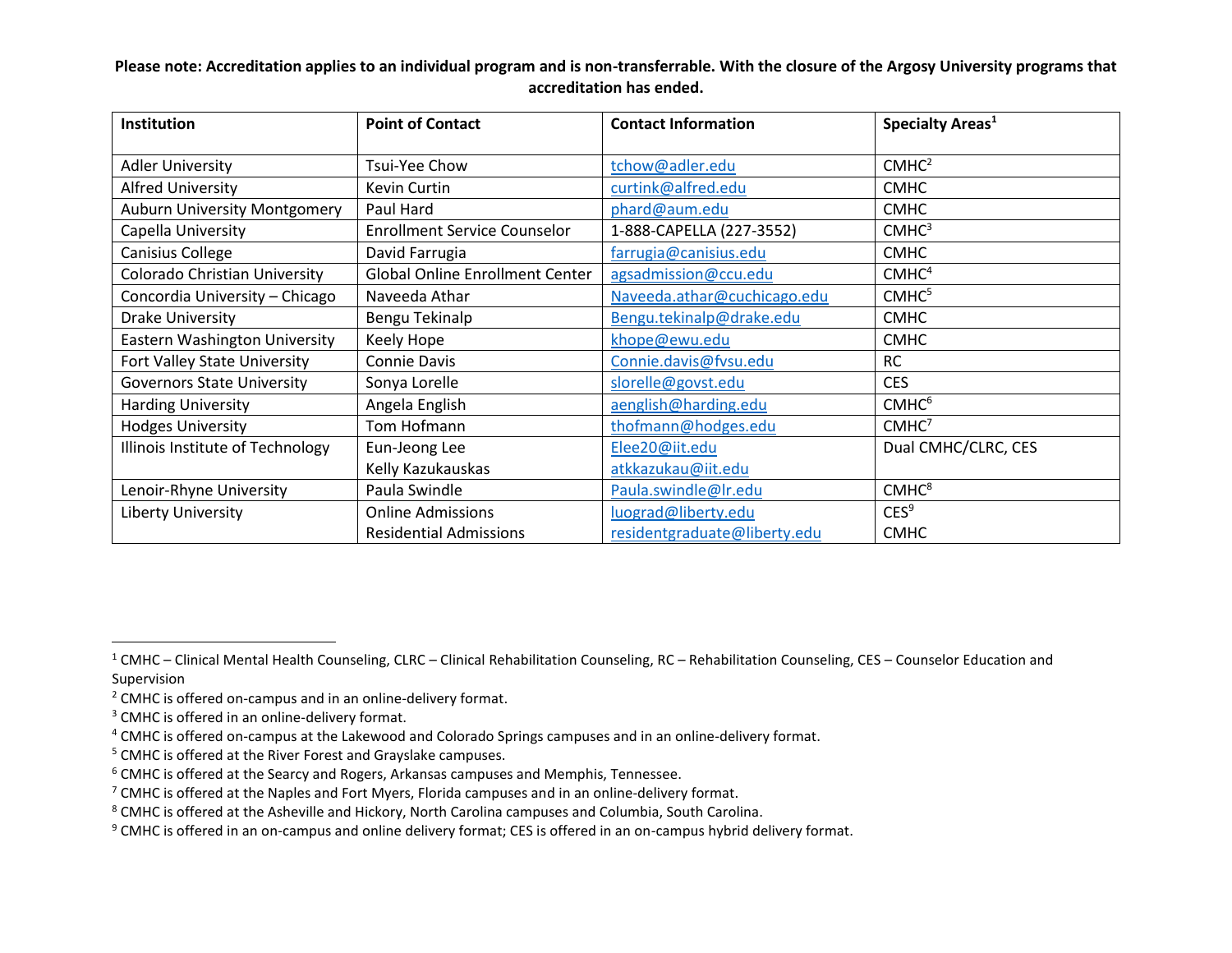**Please note: Accreditation applies to an individual program and is non-transferrable. With the closure of the Argosy University programs that accreditation has ended.**

| Institution | Point of Contact | Contact Information | Specialty Areas[1] |
|---|---|---|---|
| Adler University | Tsui-Yee Chow | tchow@adler.edu | CMHC[2] |
| Alfred University | Kevin Curtin | curtink@alfred.edu | CMHC |
| Auburn University Montgomery | Paul Hard | phard@aum.edu | CMHC |
| Capella University | Enrollment Service Counselor | 1-888-CAPELLA (227-3552) | CMHC[3] |
| Canisius College | David Farrugia | farrugia@canisius.edu | CMHC |
| Colorado Christian University | Global Online Enrollment Center | agsadmission@ccu.edu | CMHC[4] |
| Concordia University – Chicago | Naveeda Athar | Naveeda.athar@cuchicago.edu | CMHC[5] |
| Drake University | Bengu Tekinalp | Bengu.tekinalp@drake.edu | CMHC |
| Eastern Washington University | Keely Hope | khope@ewu.edu | CMHC |
| Fort Valley State University | Connie Davis | Connie.davis@fvsu.edu | RC |
| Governors State University | Sonya Lorelle | slorelle@govst.edu | CES |
| Harding University | Angela English | aenglish@harding.edu | CMHC[6] |
| Hodges University | Tom Hofmann | thofmann@hodges.edu | CMHC[7] |
| Illinois Institute of Technology | Eun-Jeong Lee<br>Kelly Kazukauskas | Elee20@iit.edu<br>atkkazukau@iit.edu | Dual CMHC/CLRC, CES |
| Lenoir-Rhyne University | Paula Swindle | Paula.swindle@lr.edu | CMHC[8] |
| Liberty University | Online Admissions<br>Residential Admissions | luograd@liberty.edu<br>residentgraduate@liberty.edu | CES[9]<br>CMHC |

[1] CMHC – Clinical Mental Health Counseling, CLRC – Clinical Rehabilitation Counseling, RC – Rehabilitation Counseling, CES – Counselor Education and Supervision

[2] CMHC is offered on-campus and in an online-delivery format.

[3] CMHC is offered in an online-delivery format.

[4] CMHC is offered on-campus at the Lakewood and Colorado Springs campuses and in an online-delivery format.

[5] CMHC is offered at the River Forest and Grayslake campuses.

[6] CMHC is offered at the Searcy and Rogers, Arkansas campuses and Memphis, Tennessee.

[7] CMHC is offered at the Naples and Fort Myers, Florida campuses and in an online-delivery format.

[8] CMHC is offered at the Asheville and Hickory, North Carolina campuses and Columbia, South Carolina.

[9] CMHC is offered in an on-campus and online delivery format; CES is offered in an on-campus hybrid delivery format.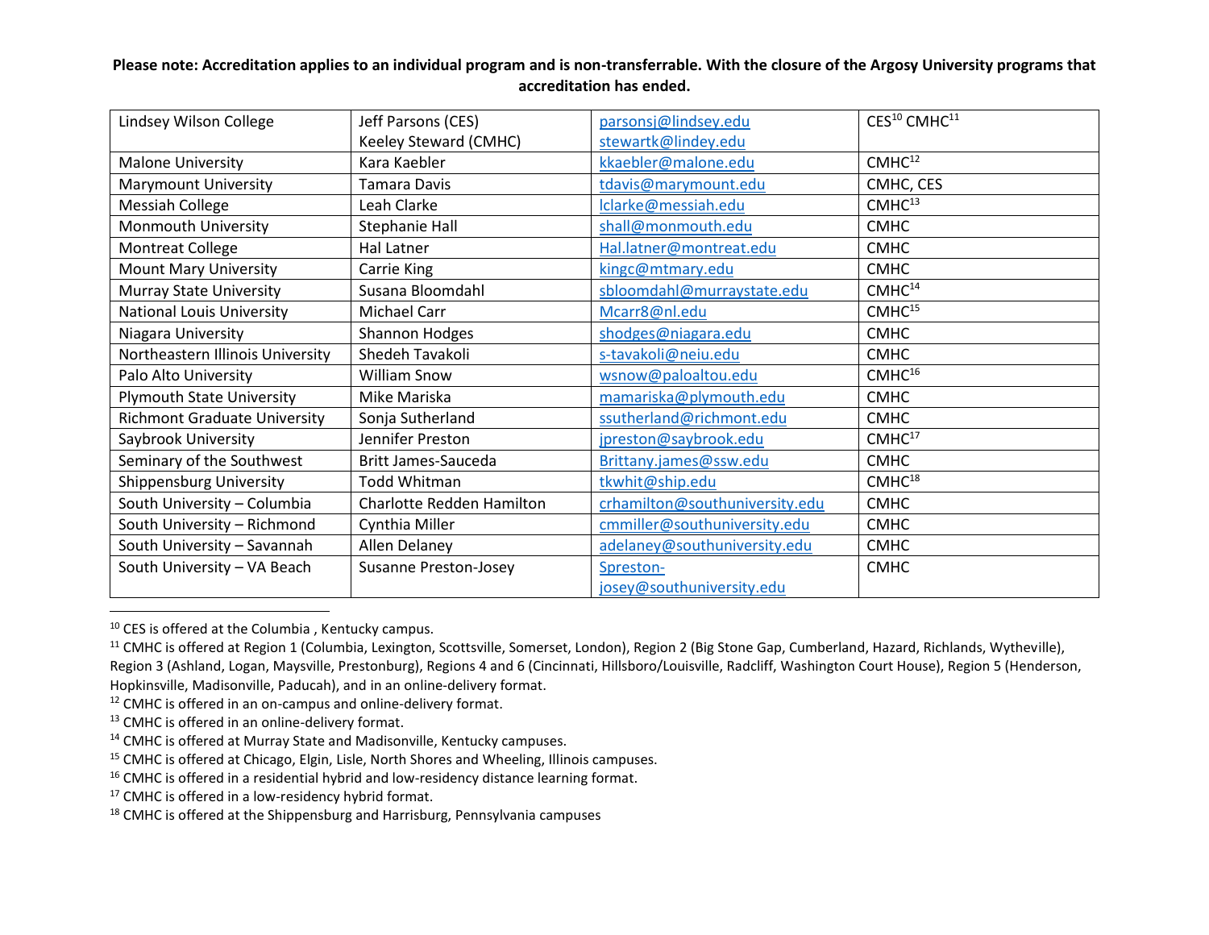**Please note: Accreditation applies to an individual program and is non-transferrable. With the closure of the Argosy University programs that accreditation has ended.**

| | | | |
|---|---|---|---|
| Lindsey Wilson College | Jeff Parsons (CES)<br>Keeley Steward (CMHC) | parsonsj@lindsey.edu<br>stewartk@lindey.edu | CES[10] CMHC[11] |
| Malone University | Kara Kaebler | kkaebler@malone.edu | CMHC[12] |
| Marymount University | Tamara Davis | tdavis@marymount.edu | CMHC, CES |
| Messiah College | Leah Clarke | lclarke@messiah.edu | CMHC[13] |
| Monmouth University | Stephanie Hall | shall@monmouth.edu | CMHC |
| Montreat College | Hal Latner | Hal.latner@montreat.edu | CMHC |
| Mount Mary University | Carrie King | kingc@mtmary.edu | CMHC |
| Murray State University | Susana Bloomdahl | sbloomdahl@murraystate.edu | CMHC[14] |
| National Louis University | Michael Carr | Mcarr8@nl.edu | CMHC[15] |
| Niagara University | Shannon Hodges | shodges@niagara.edu | CMHC |
| Northeastern Illinois University | Shedeh Tavakoli | s-tavakoli@neiu.edu | CMHC |
| Palo Alto University | William Snow | wsnow@paloaltou.edu | CMHC[16] |
| Plymouth State University | Mike Mariska | mamariska@plymouth.edu | CMHC |
| Richmont Graduate University | Sonja Sutherland | ssutherland@richmont.edu | CMHC |
| Saybrook University | Jennifer Preston | jpreston@saybrook.edu | CMHC[17] |
| Seminary of the Southwest | Britt James-Sauceda | Brittany.james@ssw.edu | CMHC |
| Shippensburg University | Todd Whitman | tkwhit@ship.edu | CMHC[18] |
| South University – Columbia | Charlotte Redden Hamilton | crhamilton@southuniversity.edu | CMHC |
| South University – Richmond | Cynthia Miller | cmmiller@southuniversity.edu | CMHC |
| South University – Savannah | Allen Delaney | adelaney@southuniversity.edu | CMHC |
| South University – VA Beach | Susanne Preston-Josey | Spreston-josey@southuniversity.edu | CMHC |

---

[10] CES is offered at the Columbia , Kentucky campus.

[11] CMHC is offered at Region 1 (Columbia, Lexington, Scottsville, Somerset, London), Region 2 (Big Stone Gap, Cumberland, Hazard, Richlands, Wytheville), Region 3 (Ashland, Logan, Maysville, Prestonburg), Regions 4 and 6 (Cincinnati, Hillsboro/Louisville, Radcliff, Washington Court House), Region 5 (Henderson, Hopkinsville, Madisonville, Paducah), and in an online-delivery format.

[12] CMHC is offered in an on-campus and online-delivery format.

[13] CMHC is offered in an online-delivery format.

[14] CMHC is offered at Murray State and Madisonville, Kentucky campuses.

[15] CMHC is offered at Chicago, Elgin, Lisle, North Shores and Wheeling, Illinois campuses.

[16] CMHC is offered in a residential hybrid and low-residency distance learning format.

[17] CMHC is offered in a low-residency hybrid format.

[18] CMHC is offered at the Shippensburg and Harrisburg, Pennsylvania campuses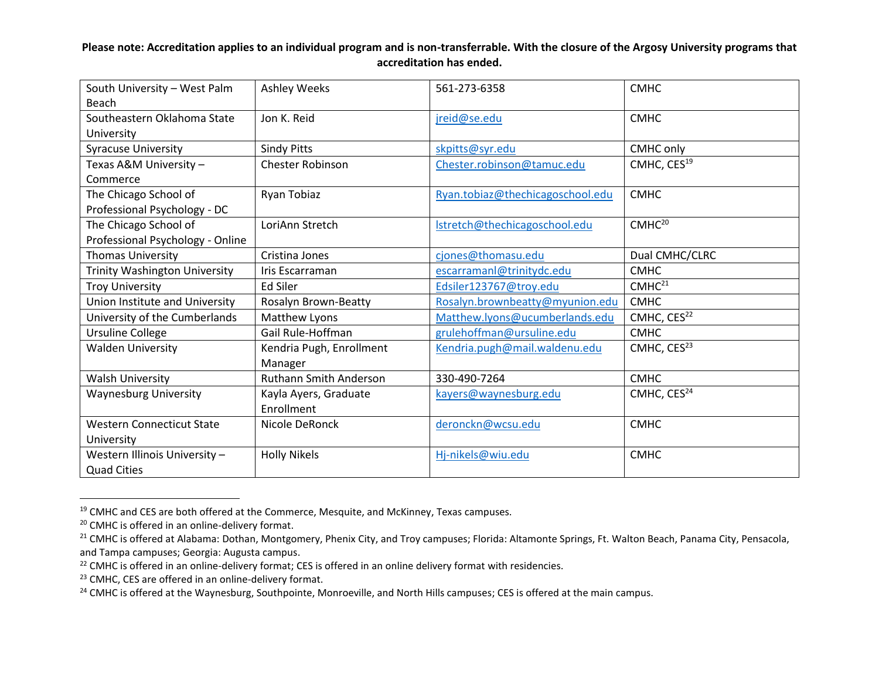**Please note: Accreditation applies to an individual program and is non-transferrable. With the closure of the Argosy University programs that accreditation has ended.**

| | | | |
|---|---|---|---|
| South University – West Palm Beach | Ashley Weeks | 561-273-6358 | CMHC |
| Southeastern Oklahoma State University | Jon K. Reid | jreid@se.edu | CMHC |
| Syracuse University | Sindy Pitts | skpitts@syr.edu | CMHC only |
| Texas A&M University – Commerce | Chester Robinson | Chester.robinson@tamuc.edu | CMHC, CES[19] |
| The Chicago School of Professional Psychology - DC | Ryan Tobiaz | Ryan.tobiaz@thechicagoschool.edu | CMHC |
| The Chicago School of Professional Psychology - Online | LoriAnn Stretch | lstretch@thechicagoschool.edu | CMHC[20] |
| Thomas University | Cristina Jones | cjones@thomasu.edu | Dual CMHC/CLRC |
| Trinity Washington University | Iris Escarraman | escarramanl@trinitydc.edu | CMHC |
| Troy University | Ed Siler | Edsiler123767@troy.edu | CMHC[21] |
| Union Institute and University | Rosalyn Brown-Beatty | Rosalyn.brownbeatty@myunion.edu | CMHC |
| University of the Cumberlands | Matthew Lyons | Matthew.lyons@ucumberlands.edu | CMHC, CES[22] |
| Ursuline College | Gail Rule-Hoffman | grulehoffman@ursuline.edu | CMHC |
| Walden University | Kendria Pugh, Enrollment Manager | Kendria.pugh@mail.waldenu.edu | CMHC, CES[23] |
| Walsh University | Ruthann Smith Anderson | 330-490-7264 | CMHC |
| Waynesburg University | Kayla Ayers, Graduate Enrollment | kayers@waynesburg.edu | CMHC, CES[24] |
| Western Connecticut State University | Nicole DeRonck | deronckn@wcsu.edu | CMHC |
| Western Illinois University – Quad Cities | Holly Nikels | Hj-nikels@wiu.edu | CMHC |

[19] CMHC and CES are both offered at the Commerce, Mesquite, and McKinney, Texas campuses.

[20] CMHC is offered in an online-delivery format.

[21] CMHC is offered at Alabama: Dothan, Montgomery, Phenix City, and Troy campuses; Florida: Altamonte Springs, Ft. Walton Beach, Panama City, Pensacola, and Tampa campuses; Georgia: Augusta campus.

[22] CMHC is offered in an online-delivery format; CES is offered in an online delivery format with residencies.

[23] CMHC, CES are offered in an online-delivery format.

[24] CMHC is offered at the Waynesburg, Southpointe, Monroeville, and North Hills campuses; CES is offered at the main campus.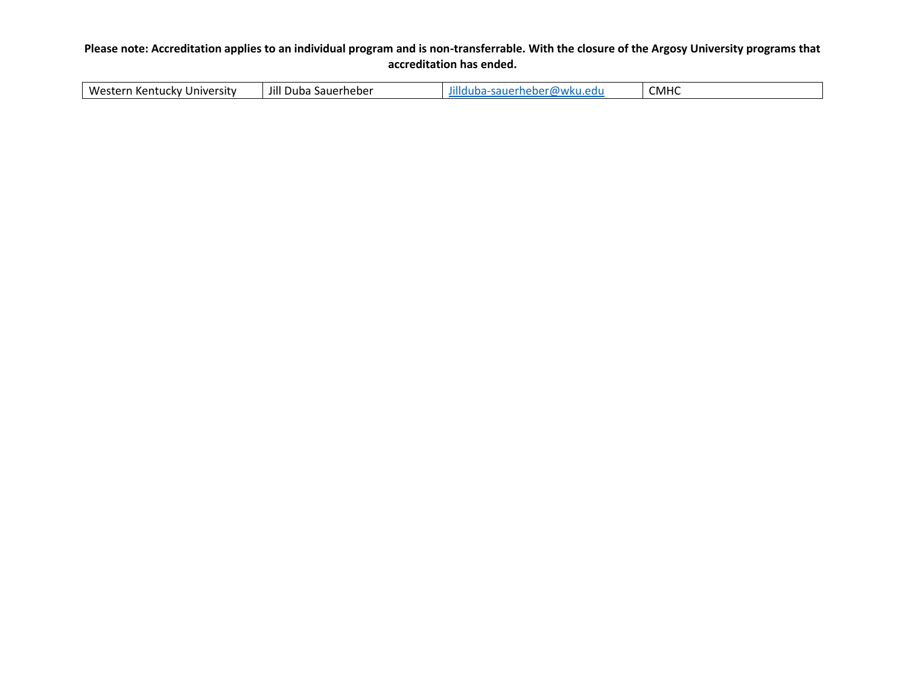**Please note: Accreditation applies to an individual program and is non-transferrable. With the closure of the Argosy University programs that accreditation has ended.**

| | | | |
|---|---|---|---|
| Western Kentucky University | Jill Duba Sauerheber | Jillduba-sauerheber@wku.edu | CMHC |